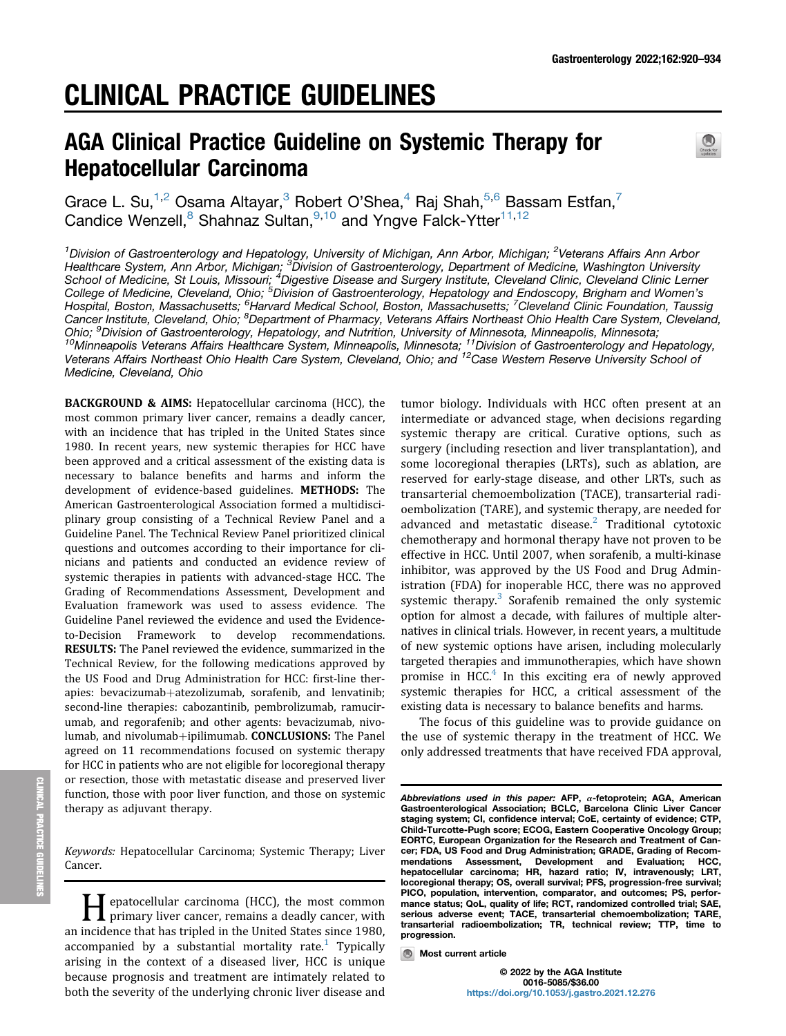# CLINICAL PRACTICE GUIDELINES

## AGA Clinical Practice Guideline on Systemic Therapy for Hepatocellular Carcinoma

Grace L. Su,[1,2] Osama Altayar,[3] Robert O'Shea,[4] Raj Shah,[5,6] Bassam Estfan,[7] Candice Wenzell,[8] Shahnaz Sultan,[9,10] and Yngve Falck-Ytter[11,12]

*[1]Division of Gastroenterology and Hepatology, University of Michigan, Ann Arbor, Michigan; [2]Veterans Affairs Ann Arbor Healthcare System, Ann Arbor, Michigan; [3]Division of Gastroenterology, Department of Medicine, Washington University School of Medicine, St Louis, Missouri; [4]Digestive Disease and Surgery Institute, Cleveland Clinic, Cleveland Clinic Lerner College of Medicine, Cleveland, Ohio; [5]Division of Gastroenterology, Hepatology and Endoscopy, Brigham and Women's Hospital, Boston, Massachusetts; [6]Harvard Medical School, Boston, Massachusetts; [7]Cleveland Clinic Foundation, Taussig Cancer Institute, Cleveland, Ohio; [8]Department of Pharmacy, Veterans Affairs Northeast Ohio Health Care System, Cleveland, Ohio; [9]Division of Gastroenterology, Hepatology, and Nutrition, University of Minnesota, Minneapolis, Minnesota; [10]Minneapolis Veterans Affairs Healthcare System, Minneapolis, Minnesota; [11]Division of Gastroenterology and Hepatology, Veterans Affairs Northeast Ohio Health Care System, Cleveland, Ohio; and [12]Case Western Reserve University School of Medicine, Cleveland, Ohio*

**BACKGROUND & AIMS:** Hepatocellular carcinoma (HCC), the most common primary liver cancer, remains a deadly cancer, with an incidence that has tripled in the United States since 1980. In recent years, new systemic therapies for HCC have been approved and a critical assessment of the existing data is necessary to balance benefits and harms and inform the development of evidence-based guidelines. **METHODS:** The American Gastroenterological Association formed a multidisciplinary group consisting of a Technical Review Panel and a Guideline Panel. The Technical Review Panel prioritized clinical questions and outcomes according to their importance for clinicians and patients and conducted an evidence review of systemic therapies in patients with advanced-stage HCC. The Grading of Recommendations Assessment, Development and Evaluation framework was used to assess evidence. The Guideline Panel reviewed the evidence and used the Evidence-to-Decision Framework to develop recommendations. **RESULTS:** The Panel reviewed the evidence, summarized in the Technical Review, for the following medications approved by the US Food and Drug Administration for HCC: first-line therapies: bevacizumab+atezolizumab, sorafenib, and lenvatinib; second-line therapies: cabozantinib, pembrolizumab, ramucirumab, and regorafenib; and other agents: bevacizumab, nivolumab, and nivolumab+ipilimumab. **CONCLUSIONS:** The Panel agreed on 11 recommendations focused on systemic therapy for HCC in patients who are not eligible for locoregional therapy or resection, those with metastatic disease and preserved liver function, those with poor liver function, and those on systemic therapy as adjuvant therapy.

*Keywords:* Hepatocellular Carcinoma; Systemic Therapy; Liver Cancer.

Hepatocellular carcinoma (HCC), the most common primary liver cancer, remains a deadly cancer, with an incidence that has tripled in the United States since 1980, accompanied by a substantial mortality rate.[1] Typically arising in the context of a diseased liver, HCC is unique because prognosis and treatment are intimately related to both the severity of the underlying chronic liver disease and tumor biology. Individuals with HCC often present at an intermediate or advanced stage, when decisions regarding systemic therapy are critical. Curative options, such as surgery (including resection and liver transplantation), and some locoregional therapies (LRTs), such as ablation, are reserved for early-stage disease, and other LRTs, such as transarterial chemoembolization (TACE), transarterial radioembolization (TARE), and systemic therapy, are needed for advanced and metastatic disease.[2] Traditional cytotoxic chemotherapy and hormonal therapy have not proven to be effective in HCC. Until 2007, when sorafenib, a multi-kinase inhibitor, was approved by the US Food and Drug Administration (FDA) for inoperable HCC, there was no approved systemic therapy.[3] Sorafenib remained the only systemic option for almost a decade, with failures of multiple alternatives in clinical trials. However, in recent years, a multitude of new systemic options have arisen, including molecularly targeted therapies and immunotherapies, which have shown promise in HCC.[4] In this exciting era of newly approved systemic therapies for HCC, a critical assessment of the existing data is necessary to balance benefits and harms.

The focus of this guideline was to provide guidance on the use of systemic therapy in the treatment of HCC. We only addressed treatments that have received FDA approval,

*Abbreviations used in this paper:* AFP, α-fetoprotein; AGA, American Gastroenterological Association; BCLC, Barcelona Clinic Liver Cancer staging system; CI, confidence interval; CoE, certainty of evidence; CTP, Child-Turcotte-Pugh score; ECOG, Eastern Cooperative Oncology Group; EORTC, European Organization for the Research and Treatment of Cancer; FDA, US Food and Drug Administration; GRADE, Grading of Recommendations Assessment, Development and Evaluation; HCC, hepatocellular carcinoma; HR, hazard ratio; IV, intravenously; LRT, locoregional therapy; OS, overall survival; PFS, progression-free survival; PICO, population, intervention, comparator, and outcomes; PS, performance status; QoL, quality of life; RCT, randomized controlled trial; SAE, serious adverse event; TACE, transarterial chemoembolization; TARE, transarterial radioembolization; TR, technical review; TTP, time to progression.

Most current article

© 2022 by the AGA Institute
0016-5085/$36.00
https://doi.org/10.1053/j.gastro.2021.12.276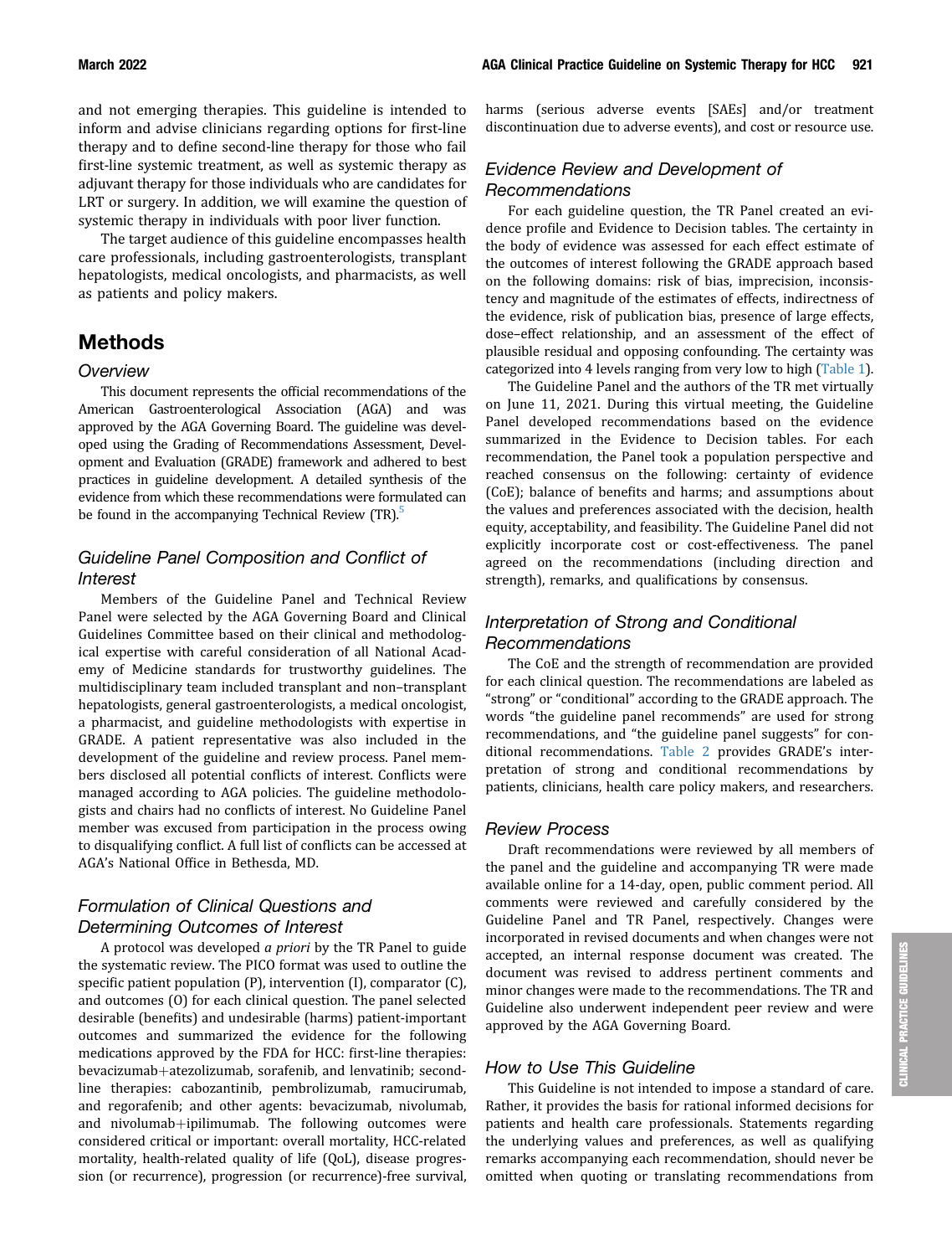and not emerging therapies. This guideline is intended to inform and advise clinicians regarding options for first-line therapy and to define second-line therapy for those who fail first-line systemic treatment, as well as systemic therapy as adjuvant therapy for those individuals who are candidates for LRT or surgery. In addition, we will examine the question of systemic therapy in individuals with poor liver function.

The target audience of this guideline encompasses health care professionals, including gastroenterologists, transplant hepatologists, medical oncologists, and pharmacists, as well as patients and policy makers.

## Methods

### Overview

This document represents the official recommendations of the American Gastroenterological Association (AGA) and was approved by the AGA Governing Board. The guideline was developed using the Grading of Recommendations Assessment, Development and Evaluation (GRADE) framework and adhered to best practices in guideline development. A detailed synthesis of the evidence from which these recommendations were formulated can be found in the accompanying Technical Review (TR).[5]

### Guideline Panel Composition and Conflict of Interest

Members of the Guideline Panel and Technical Review Panel were selected by the AGA Governing Board and Clinical Guidelines Committee based on their clinical and methodological expertise with careful consideration of all National Academy of Medicine standards for trustworthy guidelines. The multidisciplinary team included transplant and non–transplant hepatologists, general gastroenterologists, a medical oncologist, a pharmacist, and guideline methodologists with expertise in GRADE. A patient representative was also included in the development of the guideline and review process. Panel members disclosed all potential conflicts of interest. Conflicts were managed according to AGA policies. The guideline methodologists and chairs had no conflicts of interest. No Guideline Panel member was excused from participation in the process owing to disqualifying conflict. A full list of conflicts can be accessed at AGA's National Office in Bethesda, MD.

### Formulation of Clinical Questions and Determining Outcomes of Interest

A protocol was developed *a priori* by the TR Panel to guide the systematic review. The PICO format was used to outline the specific patient population (P), intervention (I), comparator (C), and outcomes (O) for each clinical question. The panel selected desirable (benefits) and undesirable (harms) patient-important outcomes and summarized the evidence for the following medications approved by the FDA for HCC: first-line therapies: bevacizumab+atezolizumab, sorafenib, and lenvatinib; second-line therapies: cabozantinib, pembrolizumab, ramucirumab, and regorafenib; and other agents: bevacizumab, nivolumab, and nivolumab+ipilimumab. The following outcomes were considered critical or important: overall mortality, HCC-related mortality, health-related quality of life (QoL), disease progression (or recurrence), progression (or recurrence)-free survival, harms (serious adverse events [SAEs] and/or treatment discontinuation due to adverse events), and cost or resource use.

### Evidence Review and Development of Recommendations

For each guideline question, the TR Panel created an evidence profile and Evidence to Decision tables. The certainty in the body of evidence was assessed for each effect estimate of the outcomes of interest following the GRADE approach based on the following domains: risk of bias, imprecision, inconsistency and magnitude of the estimates of effects, indirectness of the evidence, risk of publication bias, presence of large effects, dose–effect relationship, and an assessment of the effect of plausible residual and opposing confounding. The certainty was categorized into 4 levels ranging from very low to high (Table 1).

The Guideline Panel and the authors of the TR met virtually on June 11, 2021. During this virtual meeting, the Guideline Panel developed recommendations based on the evidence summarized in the Evidence to Decision tables. For each recommendation, the Panel took a population perspective and reached consensus on the following: certainty of evidence (CoE); balance of benefits and harms; and assumptions about the values and preferences associated with the decision, health equity, acceptability, and feasibility. The Guideline Panel did not explicitly incorporate cost or cost-effectiveness. The panel agreed on the recommendations (including direction and strength), remarks, and qualifications by consensus.

### Interpretation of Strong and Conditional Recommendations

The CoE and the strength of recommendation are provided for each clinical question. The recommendations are labeled as "strong" or "conditional" according to the GRADE approach. The words "the guideline panel recommends" are used for strong recommendations, and "the guideline panel suggests" for conditional recommendations. Table 2 provides GRADE's interpretation of strong and conditional recommendations by patients, clinicians, health care policy makers, and researchers.

### Review Process

Draft recommendations were reviewed by all members of the panel and the guideline and accompanying TR were made available online for a 14-day, open, public comment period. All comments were reviewed and carefully considered by the Guideline Panel and TR Panel, respectively. Changes were incorporated in revised documents and when changes were not accepted, an internal response document was created. The document was revised to address pertinent comments and minor changes were made to the recommendations. The TR and Guideline also underwent independent peer review and were approved by the AGA Governing Board.

### How to Use This Guideline

This Guideline is not intended to impose a standard of care. Rather, it provides the basis for rational informed decisions for patients and health care professionals. Statements regarding the underlying values and preferences, as well as qualifying remarks accompanying each recommendation, should never be omitted when quoting or translating recommendations from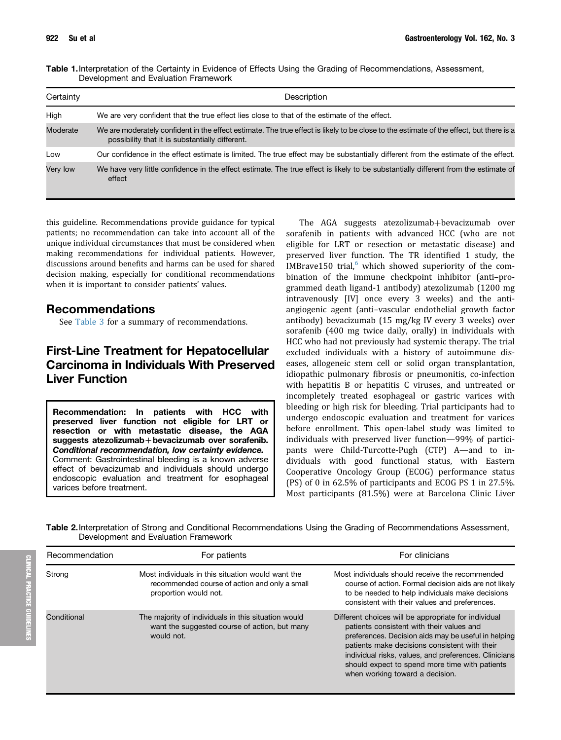**Table 1.** Interpretation of the Certainty in Evidence of Effects Using the Grading of Recommendations, Assessment, Development and Evaluation Framework

| Certainty | Description |
| --- | --- |
| High | We are very confident that the true effect lies close to that of the estimate of the effect. |
| Moderate | We are moderately confident in the effect estimate. The true effect is likely to be close to the estimate of the effect, but there is a possibility that it is substantially different. |
| Low | Our confidence in the effect estimate is limited. The true effect may be substantially different from the estimate of the effect. |
| Very low | We have very little confidence in the effect estimate. The true effect is likely to be substantially different from the estimate of effect |

this guideline. Recommendations provide guidance for typical patients; no recommendation can take into account all of the unique individual circumstances that must be considered when making recommendations for individual patients. However, discussions around benefits and harms can be used for shared decision making, especially for conditional recommendations when it is important to consider patients' values.

## Recommendations

See Table 3 for a summary of recommendations.

## First-Line Treatment for Hepatocellular Carcinoma in Individuals With Preserved Liver Function

**Recommendation: In patients with HCC with preserved liver function not eligible for LRT or resection or with metastatic disease, the AGA suggests atezolizumab+bevacizumab over sorafenib.** ***Conditional recommendation, low certainty evidence.***
Comment: Gastrointestinal bleeding is a known adverse effect of bevacizumab and individuals should undergo endoscopic evaluation and treatment for esophageal varices before treatment.

The AGA suggests atezolizumab+bevacizumab over sorafenib in patients with advanced HCC (who are not eligible for LRT or resection or metastatic disease) and preserved liver function. The TR identified 1 study, the IMBrave150 trial,[6] which showed superiority of the combination of the immune checkpoint inhibitor (anti–programmed death ligand-1 antibody) atezolizumab (1200 mg intravenously [IV] once every 3 weeks) and the anti-angiogenic agent (anti–vascular endothelial growth factor antibody) bevacizumab (15 mg/kg IV every 3 weeks) over sorafenib (400 mg twice daily, orally) in individuals with HCC who had not previously had systemic therapy. The trial excluded individuals with a history of autoimmune diseases, allogeneic stem cell or solid organ transplantation, idiopathic pulmonary fibrosis or pneumonitis, co-infection with hepatitis B or hepatitis C viruses, and untreated or incompletely treated esophageal or gastric varices with bleeding or high risk for bleeding. Trial participants had to undergo endoscopic evaluation and treatment for varices before enrollment. This open-label study was limited to individuals with preserved liver function—99% of participants were Child-Turcotte-Pugh (CTP) A—and to individuals with good functional status, with Eastern Cooperative Oncology Group (ECOG) performance status (PS) of 0 in 62.5% of participants and ECOG PS 1 in 27.5%. Most participants (81.5%) were at Barcelona Clinic Liver

**Table 2.** Interpretation of Strong and Conditional Recommendations Using the Grading of Recommendations Assessment, Development and Evaluation Framework

| Recommendation | For patients | For clinicians |
| --- | --- | --- |
| Strong | Most individuals in this situation would want the recommended course of action and only a small proportion would not. | Most individuals should receive the recommended course of action. Formal decision aids are not likely to be needed to help individuals make decisions consistent with their values and preferences. |
| Conditional | The majority of individuals in this situation would want the suggested course of action, but many would not. | Different choices will be appropriate for individual patients consistent with their values and preferences. Decision aids may be useful in helping patients make decisions consistent with their individual risks, values, and preferences. Clinicians should expect to spend more time with patients when working toward a decision. |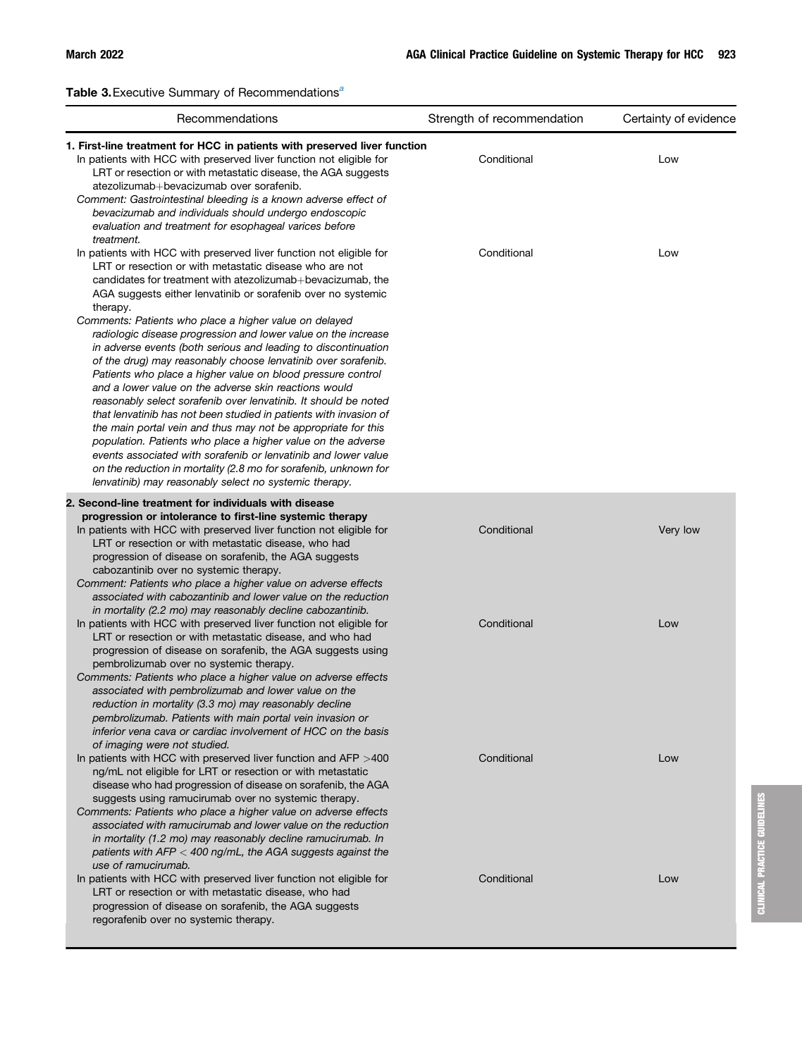**Table 3.** Executive Summary of Recommendations[a]

| Recommendations | Strength of recommendation | Certainty of evidence |
| --- | --- | --- |
| **1. First-line treatment for HCC in patients with preserved liver function** | | |
| In patients with HCC with preserved liver function not eligible for LRT or resection or with metastatic disease, the AGA suggests atezolizumab+bevacizumab over sorafenib. | Conditional | Low |
| *Comment: Gastrointestinal bleeding is a known adverse effect of bevacizumab and individuals should undergo endoscopic evaluation and treatment for esophageal varices before treatment.* | | |
| In patients with HCC with preserved liver function not eligible for LRT or resection or with metastatic disease who are not candidates for treatment with atezolizumab+bevacizumab, the AGA suggests either lenvatinib or sorafenib over no systemic therapy. | Conditional | Low |
| *Comments: Patients who place a higher value on delayed radiologic disease progression and lower value on the increase in adverse events (both serious and leading to discontinuation of the drug) may reasonably choose lenvatinib over sorafenib. Patients who place a higher value on blood pressure control and a lower value on the adverse skin reactions would reasonably select sorafenib over lenvatinib. It should be noted that lenvatinib has not been studied in patients with invasion of the main portal vein and thus may not be appropriate for this population. Patients who place a higher value on the adverse events associated with sorafenib or lenvatinib and lower value on the reduction in mortality (2.8 mo for sorafenib, unknown for lenvatinib) may reasonably select no systemic therapy.* | | |
| **2. Second-line treatment for individuals with disease progression or intolerance to first-line systemic therapy** | | |
| In patients with HCC with preserved liver function not eligible for LRT or resection or with metastatic disease, who had progression of disease on sorafenib, the AGA suggests cabozantinib over no systemic therapy. | Conditional | Very low |
| *Comment: Patients who place a higher value on adverse effects associated with cabozantinib and lower value on the reduction in mortality (2.2 mo) may reasonably decline cabozantinib.* | | |
| In patients with HCC with preserved liver function not eligible for LRT or resection or with metastatic disease, and who had progression of disease on sorafenib, the AGA suggests using pembrolizumab over no systemic therapy. | Conditional | Low |
| *Comments: Patients who place a higher value on adverse effects associated with pembrolizumab and lower value on the reduction in mortality (3.3 mo) may reasonably decline pembrolizumab. Patients with main portal vein invasion or inferior vena cava or cardiac involvement of HCC on the basis of imaging were not studied.* | | |
| In patients with HCC with preserved liver function and AFP >400 ng/mL not eligible for LRT or resection or with metastatic disease who had progression of disease on sorafenib, the AGA suggests using ramucirumab over no systemic therapy. | Conditional | Low |
| *Comments: Patients who place a higher value on adverse effects associated with ramucirumab and lower value on the reduction in mortality (1.2 mo) may reasonably decline ramucirumab. In patients with AFP < 400 ng/mL, the AGA suggests against the use of ramucirumab.* | | |
| In patients with HCC with preserved liver function not eligible for LRT or resection or with metastatic disease, who had progression of disease on sorafenib, the AGA suggests regorafenib over no systemic therapy. | Conditional | Low |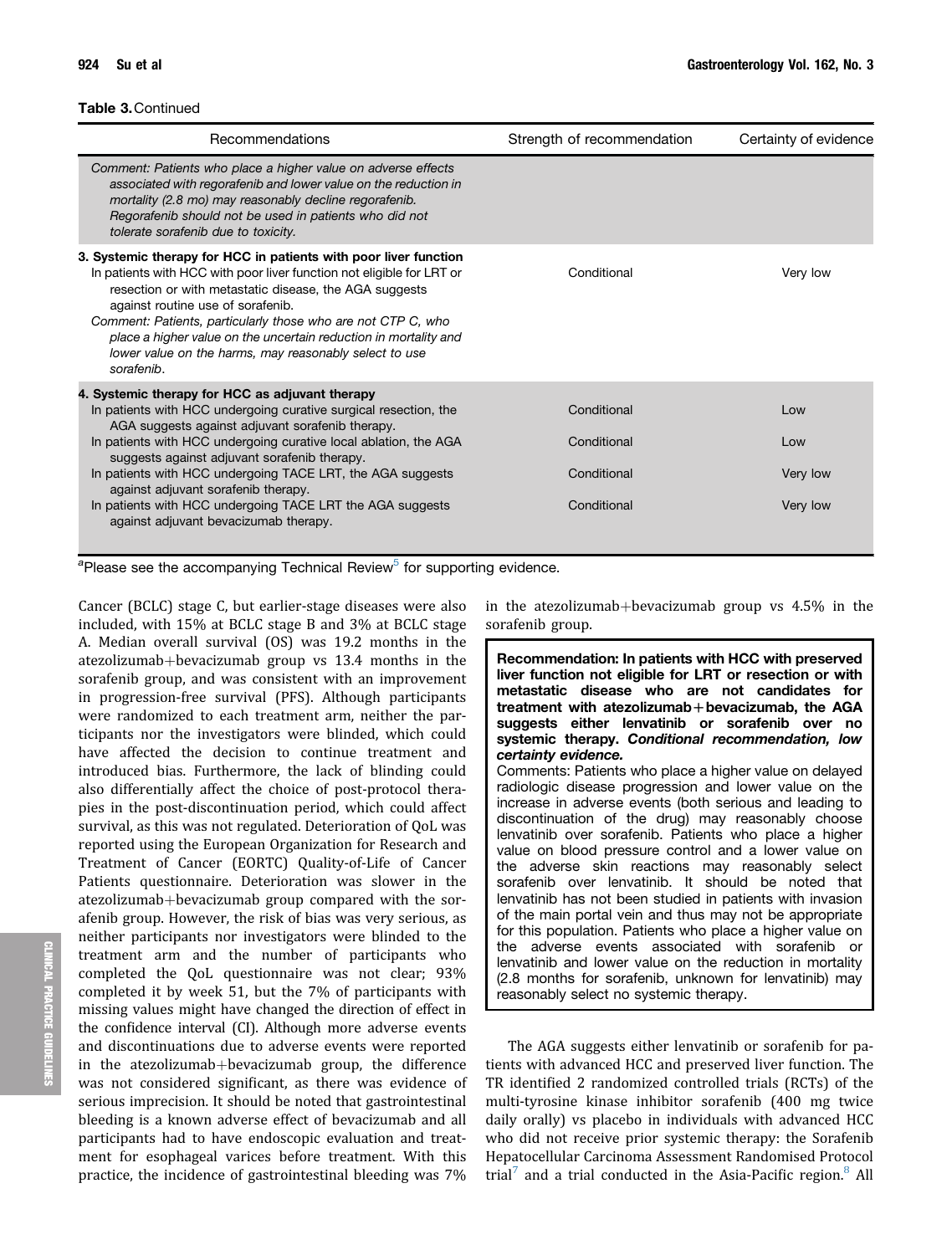**Table 3.** Continued

| Recommendations | Strength of recommendation | Certainty of evidence |
|---|---|---|
| *Comment: Patients who place a higher value on adverse effects associated with regorafenib and lower value on the reduction in mortality (2.8 mo) may reasonably decline regorafenib. Regorafenib should not be used in patients who did not tolerate sorafenib due to toxicity.* | | |
| **3. Systemic therapy for HCC in patients with poor liver function** In patients with HCC with poor liver function not eligible for LRT or resection or with metastatic disease, the AGA suggests against routine use of sorafenib. *Comment: Patients, particularly those who are not CTP C, who place a higher value on the uncertain reduction in mortality and lower value on the harms, may reasonably select to use sorafenib.* | Conditional | Very low |
| **4. Systemic therapy for HCC as adjuvant therapy** | | |
| In patients with HCC undergoing curative surgical resection, the AGA suggests against adjuvant sorafenib therapy. | Conditional | Low |
| In patients with HCC undergoing curative local ablation, the AGA suggests against adjuvant sorafenib therapy. | Conditional | Low |
| In patients with HCC undergoing TACE LRT, the AGA suggests against adjuvant sorafenib therapy. | Conditional | Very low |
| In patients with HCC undergoing TACE LRT the AGA suggests against adjuvant bevacizumab therapy. | Conditional | Very low |

[a]Please see the accompanying Technical Review[5] for supporting evidence.

Cancer (BCLC) stage C, but earlier-stage diseases were also included, with 15% at BCLC stage B and 3% at BCLC stage A. Median overall survival (OS) was 19.2 months in the atezolizumab+bevacizumab group vs 13.4 months in the sorafenib group, and was consistent with an improvement in progression-free survival (PFS). Although participants were randomized to each treatment arm, neither the participants nor the investigators were blinded, which could have affected the decision to continue treatment and introduced bias. Furthermore, the lack of blinding could also differentially affect the choice of post-protocol therapies in the post-discontinuation period, which could affect survival, as this was not regulated. Deterioration of QoL was reported using the European Organization for Research and Treatment of Cancer (EORTC) Quality-of-Life of Cancer Patients questionnaire. Deterioration was slower in the atezolizumab+bevacizumab group compared with the sorafenib group. However, the risk of bias was very serious, as neither participants nor investigators were blinded to the treatment arm and the number of participants who completed the QoL questionnaire was not clear; 93% completed it by week 51, but the 7% of participants with missing values might have changed the direction of effect in the confidence interval (CI). Although more adverse events and discontinuations due to adverse events were reported in the atezolizumab+bevacizumab group, the difference was not considered significant, as there was evidence of serious imprecision. It should be noted that gastrointestinal bleeding is a known adverse effect of bevacizumab and all participants had to have endoscopic evaluation and treatment for esophageal varices before treatment. With this practice, the incidence of gastrointestinal bleeding was 7% in the atezolizumab+bevacizumab group vs 4.5% in the sorafenib group.

> **Recommendation: In patients with HCC with preserved liver function not eligible for LRT or resection or with metastatic disease who are not candidates for treatment with atezolizumab+bevacizumab, the AGA suggests either lenvatinib or sorafenib over no systemic therapy. *Conditional recommendation, low certainty evidence.***
>
> Comments: Patients who place a higher value on delayed radiologic disease progression and lower value on the increase in adverse events (both serious and leading to discontinuation of the drug) may reasonably choose lenvatinib over sorafenib. Patients who place a higher value on blood pressure control and a lower value on the adverse skin reactions may reasonably select sorafenib over lenvatinib. It should be noted that lenvatinib has not been studied in patients with invasion of the main portal vein and thus may not be appropriate for this population. Patients who place a higher value on the adverse events associated with sorafenib or lenvatinib and lower value on the reduction in mortality (2.8 months for sorafenib, unknown for lenvatinib) may reasonably select no systemic therapy.

The AGA suggests either lenvatinib or sorafenib for patients with advanced HCC and preserved liver function. The TR identified 2 randomized controlled trials (RCTs) of the multi-tyrosine kinase inhibitor sorafenib (400 mg twice daily orally) vs placebo in individuals with advanced HCC who did not receive prior systemic therapy: the Sorafenib Hepatocellular Carcinoma Assessment Randomised Protocol trial[7] and a trial conducted in the Asia-Pacific region.[8] All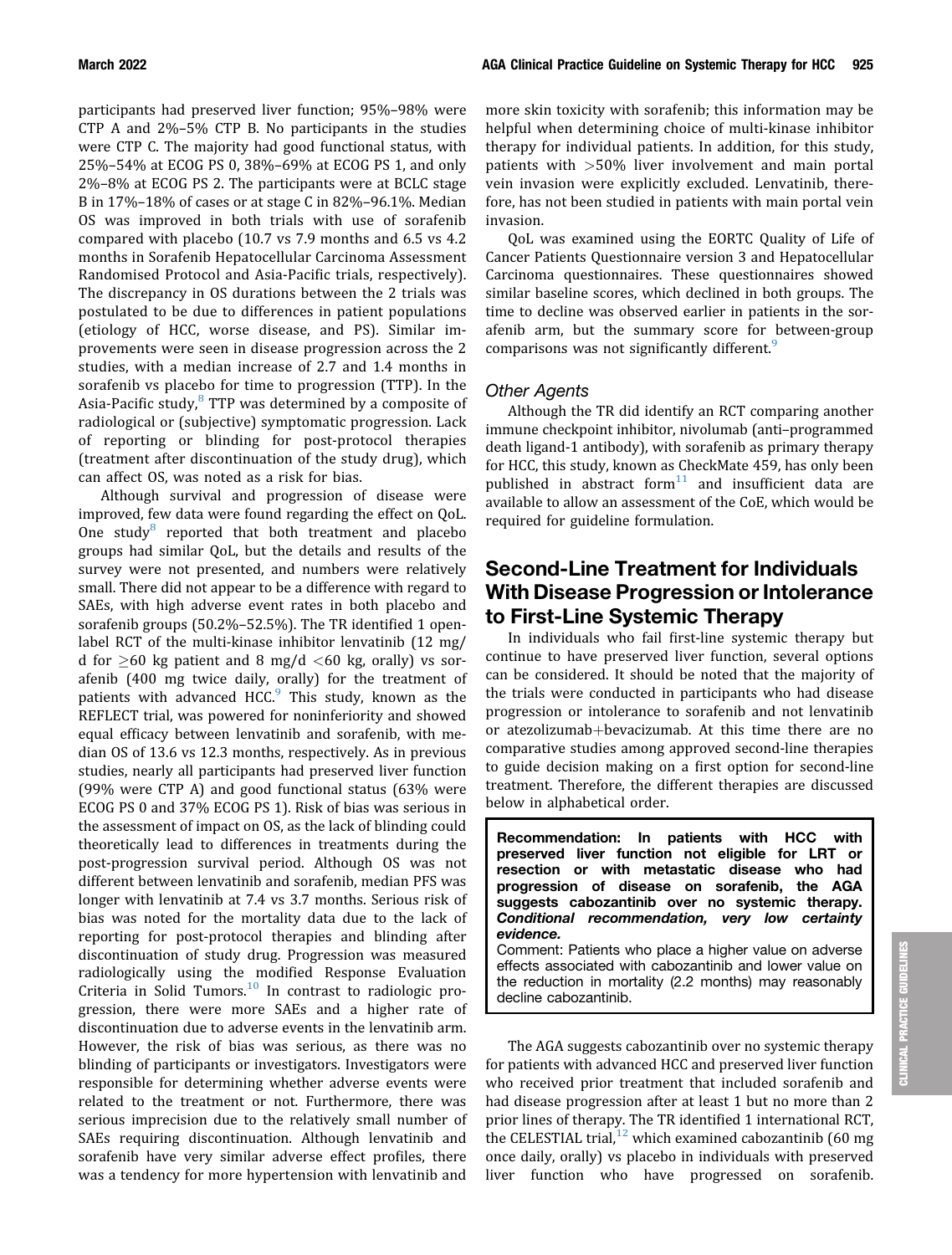participants had preserved liver function; 95%–98% were CTP A and 2%–5% CTP B. No participants in the studies were CTP C. The majority had good functional status, with 25%–54% at ECOG PS 0, 38%–69% at ECOG PS 1, and only 2%–8% at ECOG PS 2. The participants were at BCLC stage B in 17%–18% of cases or at stage C in 82%–96.1%. Median OS was improved in both trials with use of sorafenib compared with placebo (10.7 vs 7.9 months and 6.5 vs 4.2 months in Sorafenib Hepatocellular Carcinoma Assessment Randomised Protocol and Asia-Pacific trials, respectively). The discrepancy in OS durations between the 2 trials was postulated to be due to differences in patient populations (etiology of HCC, worse disease, and PS). Similar improvements were seen in disease progression across the 2 studies, with a median increase of 2.7 and 1.4 months in sorafenib vs placebo for time to progression (TTP). In the Asia-Pacific study,[8] TTP was determined by a composite of radiological or (subjective) symptomatic progression. Lack of reporting or blinding for post-protocol therapies (treatment after discontinuation of the study drug), which can affect OS, was noted as a risk for bias.

Although survival and progression of disease were improved, few data were found regarding the effect on QoL. One study[8] reported that both treatment and placebo groups had similar QoL, but the details and results of the survey were not presented, and numbers were relatively small. There did not appear to be a difference with regard to SAEs, with high adverse event rates in both placebo and sorafenib groups (50.2%–52.5%). The TR identified 1 open-label RCT of the multi-kinase inhibitor lenvatinib (12 mg/d for ≥60 kg patient and 8 mg/d <60 kg, orally) vs sorafenib (400 mg twice daily, orally) for the treatment of patients with advanced HCC.[9] This study, known as the REFLECT trial, was powered for noninferiority and showed equal efficacy between lenvatinib and sorafenib, with median OS of 13.6 vs 12.3 months, respectively. As in previous studies, nearly all participants had preserved liver function (99% were CTP A) and good functional status (63% were ECOG PS 0 and 37% ECOG PS 1). Risk of bias was serious in the assessment of impact on OS, as the lack of blinding could theoretically lead to differences in treatments during the post-progression survival period. Although OS was not different between lenvatinib and sorafenib, median PFS was longer with lenvatinib at 7.4 vs 3.7 months. Serious risk of bias was noted for the mortality data due to the lack of reporting for post-protocol therapies and blinding after discontinuation of study drug. Progression was measured radiologically using the modified Response Evaluation Criteria in Solid Tumors.[10] In contrast to radiologic progression, there were more SAEs and a higher rate of discontinuation due to adverse events in the lenvatinib arm. However, the risk of bias was serious, as there was no blinding of participants or investigators. Investigators were responsible for determining whether adverse events were related to the treatment or not. Furthermore, there was serious imprecision due to the relatively small number of SAEs requiring discontinuation. Although lenvatinib and sorafenib have very similar adverse effect profiles, there was a tendency for more hypertension with lenvatinib and more skin toxicity with sorafenib; this information may be helpful when determining choice of multi-kinase inhibitor therapy for individual patients. In addition, for this study, patients with >50% liver involvement and main portal vein invasion were explicitly excluded. Lenvatinib, therefore, has not been studied in patients with main portal vein invasion.

QoL was examined using the EORTC Quality of Life of Cancer Patients Questionnaire version 3 and Hepatocellular Carcinoma questionnaires. These questionnaires showed similar baseline scores, which declined in both groups. The time to decline was observed earlier in patients in the sorafenib arm, but the summary score for between-group comparisons was not significantly different.[9]

### Other Agents

Although the TR did identify an RCT comparing another immune checkpoint inhibitor, nivolumab (anti–programmed death ligand-1 antibody), with sorafenib as primary therapy for HCC, this study, known as CheckMate 459, has only been published in abstract form[11] and insufficient data are available to allow an assessment of the CoE, which would be required for guideline formulation.

## Second-Line Treatment for Individuals With Disease Progression or Intolerance to First-Line Systemic Therapy

In individuals who fail first-line systemic therapy but continue to have preserved liver function, several options can be considered. It should be noted that the majority of the trials were conducted in participants who had disease progression or intolerance to sorafenib and not lenvatinib or atezolizumab+bevacizumab. At this time there are no comparative studies among approved second-line therapies to guide decision making on a first option for second-line treatment. Therefore, the different therapies are discussed below in alphabetical order.

**Recommendation: In patients with HCC with preserved liver function not eligible for LRT or resection or with metastatic disease who had progression of disease on sorafenib, the AGA suggests cabozantinib over no systemic therapy. *Conditional recommendation, very low certainty evidence.***

Comment: Patients who place a higher value on adverse effects associated with cabozantinib and lower value on the reduction in mortality (2.2 months) may reasonably decline cabozantinib.

The AGA suggests cabozantinib over no systemic therapy for patients with advanced HCC and preserved liver function who received prior treatment that included sorafenib and had disease progression after at least 1 but no more than 2 prior lines of therapy. The TR identified 1 international RCT, the CELESTIAL trial,[12] which examined cabozantinib (60 mg once daily, orally) vs placebo in individuals with preserved liver function who have progressed on sorafenib.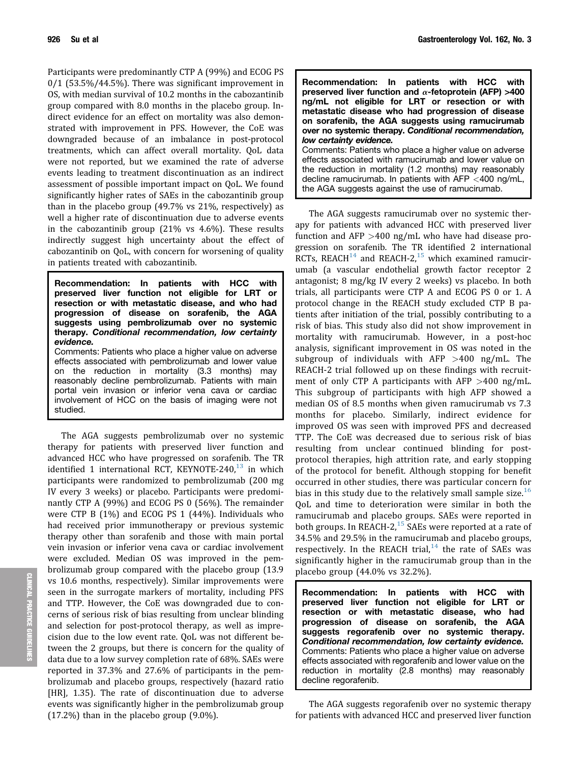Participants were predominantly CTP A (99%) and ECOG PS 0/1 (53.5%/44.5%). There was significant improvement in OS, with median survival of 10.2 months in the cabozantinib group compared with 8.0 months in the placebo group. Indirect evidence for an effect on mortality was also demonstrated with improvement in PFS. However, the CoE was downgraded because of an imbalance in post-protocol treatments, which can affect overall mortality. QoL data were not reported, but we examined the rate of adverse events leading to treatment discontinuation as an indirect assessment of possible important impact on QoL. We found significantly higher rates of SAEs in the cabozantinib group than in the placebo group (49.7% vs 21%, respectively) as well a higher rate of discontinuation due to adverse events in the cabozantinib group (21% vs 4.6%). These results indirectly suggest high uncertainty about the effect of cabozantinib on QoL, with concern for worsening of quality in patients treated with cabozantinib.

> **Recommendation: In patients with HCC with preserved liver function not eligible for LRT or resection or with metastatic disease, and who had progression of disease on sorafenib, the AGA suggests using pembrolizumab over no systemic therapy. *Conditional recommendation, low certainty evidence.***
>
> Comments: Patients who place a higher value on adverse effects associated with pembrolizumab and lower value on the reduction in mortality (3.3 months) may reasonably decline pembrolizumab. Patients with main portal vein invasion or inferior vena cava or cardiac involvement of HCC on the basis of imaging were not studied.

The AGA suggests pembrolizumab over no systemic therapy for patients with preserved liver function and advanced HCC who have progressed on sorafenib. The TR identified 1 international RCT, KEYNOTE-240,[13] in which participants were randomized to pembrolizumab (200 mg IV every 3 weeks) or placebo. Participants were predominantly CTP A (99%) or ECOG PS 0 (56%). The remainder were CTP B (1%) and ECOG PS 1 (44%). Individuals who had received prior immunotherapy or previous systemic therapy other than sorafenib and those with main portal vein invasion or inferior vena cava or cardiac involvement were excluded. Median OS was improved in the pembrolizumab group compared with the placebo group (13.9 vs 10.6 months, respectively). Similar improvements were seen in the surrogate markers of mortality, including PFS and TTP. However, the CoE was downgraded due to concerns of serious risk of bias resulting from unclear blinding and selection for post-protocol therapy, as well as imprecision due to the low event rate. QoL was not different between the 2 groups, but there is concern for the quality of data due to a low survey completion rate of 68%. SAEs were reported in 37.3% and 27.6% of participants in the pembrolizumab and placebo groups, respectively (hazard ratio [HR], 1.35). The rate of discontinuation due to adverse events was significantly higher in the pembrolizumab group (17.2%) than in the placebo group (9.0%).

> **Recommendation: In patients with HCC with preserved liver function and α-fetoprotein (AFP) >400 ng/mL not eligible for LRT or resection or with metastatic disease who had progression of disease on sorafenib, the AGA suggests using ramucirumab over no systemic therapy. *Conditional recommendation, low certainty evidence.***
>
> Comments: Patients who place a higher value on adverse effects associated with ramucirumab and lower value on the reduction in mortality (1.2 months) may reasonably decline ramucirumab. In patients with AFP <400 ng/mL, the AGA suggests against the use of ramucirumab.

The AGA suggests ramucirumab over no systemic therapy for patients with advanced HCC with preserved liver function and AFP >400 ng/mL who have had disease progression on sorafenib. The TR identified 2 international RCTs, REACH[14] and REACH-2,[15] which examined ramucirumab (a vascular endothelial growth factor receptor 2 antagonist; 8 mg/kg IV every 2 weeks) vs placebo. In both trials, all participants were CTP A and ECOG PS 0 or 1. A protocol change in the REACH study excluded CTP B patients after initiation of the trial, possibly contributing to a risk of bias. This study also did not show improvement in mortality with ramucirumab. However, in a post-hoc analysis, significant improvement in OS was noted in the subgroup of individuals with AFP >400 ng/mL. The REACH-2 trial followed up on these findings with recruitment of only CTP A participants with AFP >400 ng/mL. This subgroup of participants with high AFP showed a median OS of 8.5 months when given ramucirumab vs 7.3 months for placebo. Similarly, indirect evidence for improved OS was seen with improved PFS and decreased TTP. The CoE was decreased due to serious risk of bias resulting from unclear continued blinding for post-protocol therapies, high attrition rate, and early stopping of the protocol for benefit. Although stopping for benefit occurred in other studies, there was particular concern for bias in this study due to the relatively small sample size.[16] QoL and time to deterioration were similar in both the ramucirumab and placebo groups. SAEs were reported in both groups. In REACH-2,[15] SAEs were reported at a rate of 34.5% and 29.5% in the ramucirumab and placebo groups, respectively. In the REACH trial,[14] the rate of SAEs was significantly higher in the ramucirumab group than in the placebo group (44.0% vs 32.2%).

> **Recommendation: In patients with HCC with preserved liver function not eligible for LRT or resection or with metastatic disease, who had progression of disease on sorafenib, the AGA suggests regorafenib over no systemic therapy. *Conditional recommendation, low certainty evidence.***
>
> Comments: Patients who place a higher value on adverse effects associated with regorafenib and lower value on the reduction in mortality (2.8 months) may reasonably decline regorafenib.

The AGA suggests regorafenib over no systemic therapy for patients with advanced HCC and preserved liver function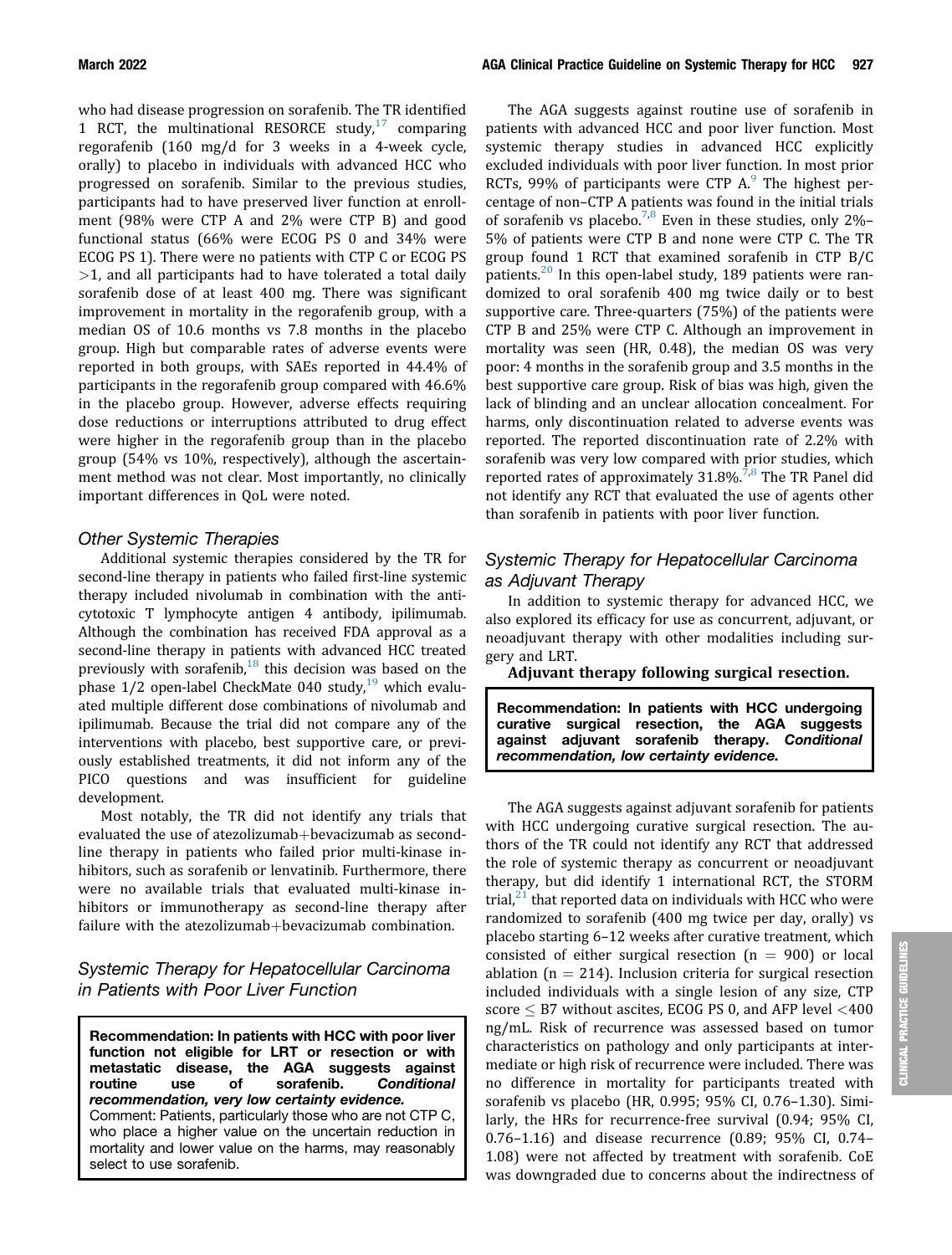who had disease progression on sorafenib. The TR identified 1 RCT, the multinational RESORCE study,[17] comparing regorafenib (160 mg/d for 3 weeks in a 4-week cycle, orally) to placebo in individuals with advanced HCC who progressed on sorafenib. Similar to the previous studies, participants had to have preserved liver function at enrollment (98% were CTP A and 2% were CTP B) and good functional status (66% were ECOG PS 0 and 34% were ECOG PS 1). There were no patients with CTP C or ECOG PS >1, and all participants had to have tolerated a total daily sorafenib dose of at least 400 mg. There was significant improvement in mortality in the regorafenib group, with a median OS of 10.6 months vs 7.8 months in the placebo group. High but comparable rates of adverse events were reported in both groups, with SAEs reported in 44.4% of participants in the regorafenib group compared with 46.6% in the placebo group. However, adverse effects requiring dose reductions or interruptions attributed to drug effect were higher in the regorafenib group than in the placebo group (54% vs 10%, respectively), although the ascertainment method was not clear. Most importantly, no clinically important differences in QoL were noted.

### *Other Systemic Therapies*

Additional systemic therapies considered by the TR for second-line therapy in patients who failed first-line systemic therapy included nivolumab in combination with the anti-cytotoxic T lymphocyte antigen 4 antibody, ipilimumab. Although the combination has received FDA approval as a second-line therapy in patients with advanced HCC treated previously with sorafenib,[18] this decision was based on the phase 1/2 open-label CheckMate 040 study,[19] which evaluated multiple different dose combinations of nivolumab and ipilimumab. Because the trial did not compare any of the interventions with placebo, best supportive care, or previously established treatments, it did not inform any of the PICO questions and was insufficient for guideline development.

Most notably, the TR did not identify any trials that evaluated the use of atezolizumab+bevacizumab as second-line therapy in patients who failed prior multi-kinase inhibitors, such as sorafenib or lenvatinib. Furthermore, there were no available trials that evaluated multi-kinase inhibitors or immunotherapy as second-line therapy after failure with the atezolizumab+bevacizumab combination.

## *Systemic Therapy for Hepatocellular Carcinoma in Patients with Poor Liver Function*

**Recommendation: In patients with HCC with poor liver function not eligible for LRT or resection or with metastatic disease, the AGA suggests against routine use of sorafenib. *Conditional recommendation, very low certainty evidence.***
Comment: Patients, particularly those who are not CTP C, who place a higher value on the uncertain reduction in mortality and lower value on the harms, may reasonably select to use sorafenib.

The AGA suggests against routine use of sorafenib in patients with advanced HCC and poor liver function. Most systemic therapy studies in advanced HCC explicitly excluded individuals with poor liver function. In most prior RCTs, 99% of participants were CTP A.[9] The highest percentage of non–CTP A patients was found in the initial trials of sorafenib vs placebo.[7,8] Even in these studies, only 2%–5% of patients were CTP B and none were CTP C. The TR group found 1 RCT that examined sorafenib in CTP B/C patients.[20] In this open-label study, 189 patients were randomized to oral sorafenib 400 mg twice daily or to best supportive care. Three-quarters (75%) of the patients were CTP B and 25% were CTP C. Although an improvement in mortality was seen (HR, 0.48), the median OS was very poor: 4 months in the sorafenib group and 3.5 months in the best supportive care group. Risk of bias was high, given the lack of blinding and an unclear allocation concealment. For harms, only discontinuation related to adverse events was reported. The reported discontinuation rate of 2.2% with sorafenib was very low compared with prior studies, which reported rates of approximately 31.8%.[7,8] The TR Panel did not identify any RCT that evaluated the use of agents other than sorafenib in patients with poor liver function.

## *Systemic Therapy for Hepatocellular Carcinoma as Adjuvant Therapy*

In addition to systemic therapy for advanced HCC, we also explored its efficacy for use as concurrent, adjuvant, or neoadjuvant therapy with other modalities including surgery and LRT.

**Adjuvant therapy following surgical resection.**

**Recommendation: In patients with HCC undergoing curative surgical resection, the AGA suggests against adjuvant sorafenib therapy. *Conditional recommendation, low certainty evidence.***

The AGA suggests against adjuvant sorafenib for patients with HCC undergoing curative surgical resection. The authors of the TR could not identify any RCT that addressed the role of systemic therapy as concurrent or neoadjuvant therapy, but did identify 1 international RCT, the STORM trial,[21] that reported data on individuals with HCC who were randomized to sorafenib (400 mg twice per day, orally) vs placebo starting 6–12 weeks after curative treatment, which consisted of either surgical resection (n = 900) or local ablation (n = 214). Inclusion criteria for surgical resection included individuals with a single lesion of any size, CTP score ≤ B7 without ascites, ECOG PS 0, and AFP level <400 ng/mL. Risk of recurrence was assessed based on tumor characteristics on pathology and only participants at intermediate or high risk of recurrence were included. There was no difference in mortality for participants treated with sorafenib vs placebo (HR, 0.995; 95% CI, 0.76–1.30). Similarly, the HRs for recurrence-free survival (0.94; 95% CI, 0.76–1.16) and disease recurrence (0.89; 95% CI, 0.74–1.08) were not affected by treatment with sorafenib. CoE was downgraded due to concerns about the indirectness of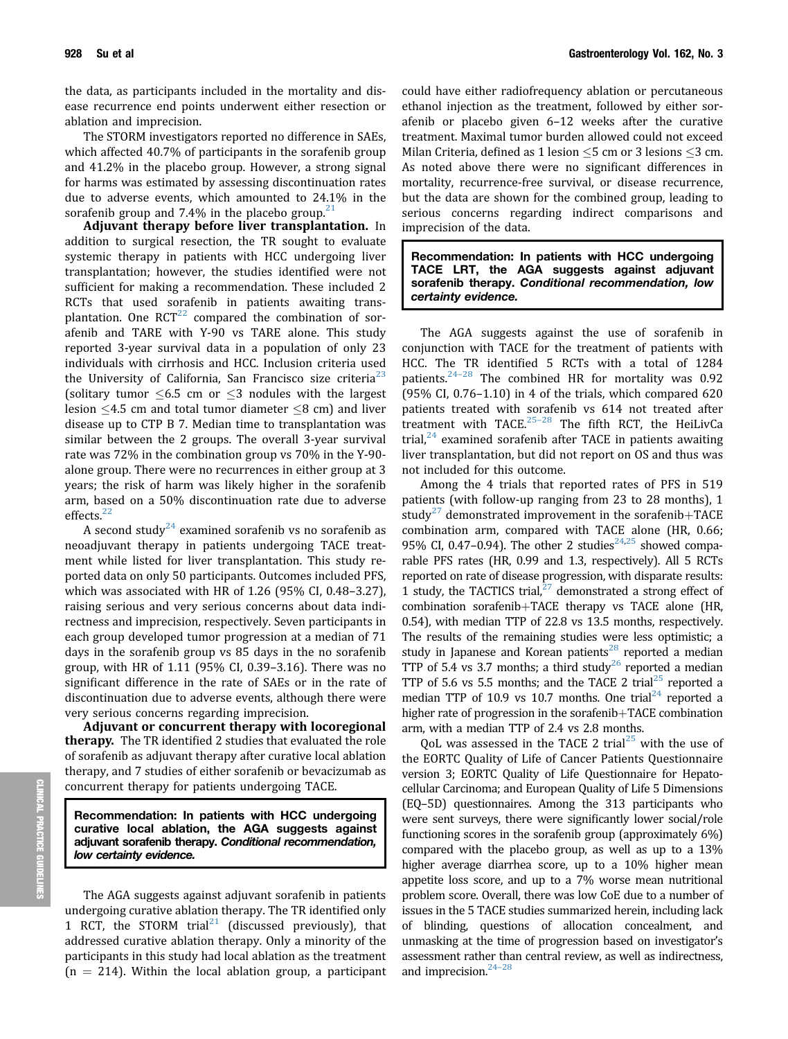the data, as participants included in the mortality and disease recurrence end points underwent either resection or ablation and imprecision.

The STORM investigators reported no difference in SAEs, which affected 40.7% of participants in the sorafenib group and 41.2% in the placebo group. However, a strong signal for harms was estimated by assessing discontinuation rates due to adverse events, which amounted to 24.1% in the sorafenib group and 7.4% in the placebo group.[21]

**Adjuvant therapy before liver transplantation.** In addition to surgical resection, the TR sought to evaluate systemic therapy in patients with HCC undergoing liver transplantation; however, the studies identified were not sufficient for making a recommendation. These included 2 RCTs that used sorafenib in patients awaiting transplantation. One RCT[22] compared the combination of sorafenib and TARE with Y-90 vs TARE alone. This study reported 3-year survival data in a population of only 23 individuals with cirrhosis and HCC. Inclusion criteria used the University of California, San Francisco size criteria[23] (solitary tumor ≤6.5 cm or ≤3 nodules with the largest lesion ≤4.5 cm and total tumor diameter ≤8 cm) and liver disease up to CTP B 7. Median time to transplantation was similar between the 2 groups. The overall 3-year survival rate was 72% in the combination group vs 70% in the Y-90-alone group. There were no recurrences in either group at 3 years; the risk of harm was likely higher in the sorafenib arm, based on a 50% discontinuation rate due to adverse effects.[22]

A second study[24] examined sorafenib vs no sorafenib as neoadjuvant therapy in patients undergoing TACE treatment while listed for liver transplantation. This study reported data on only 50 participants. Outcomes included PFS, which was associated with HR of 1.26 (95% CI, 0.48–3.27), raising serious and very serious concerns about data indirectness and imprecision, respectively. Seven participants in each group developed tumor progression at a median of 71 days in the sorafenib group vs 85 days in the no sorafenib group, with HR of 1.11 (95% CI, 0.39–3.16). There was no significant difference in the rate of SAEs or in the rate of discontinuation due to adverse events, although there were very serious concerns regarding imprecision.

**Adjuvant or concurrent therapy with locoregional therapy.** The TR identified 2 studies that evaluated the role of sorafenib as adjuvant therapy after curative local ablation therapy, and 7 studies of either sorafenib or bevacizumab as concurrent therapy for patients undergoing TACE.

> **Recommendation: In patients with HCC undergoing curative local ablation, the AGA suggests against adjuvant sorafenib therapy.** ***Conditional recommendation, low certainty evidence.***

The AGA suggests against adjuvant sorafenib in patients undergoing curative ablation therapy. The TR identified only 1 RCT, the STORM trial[21] (discussed previously), that addressed curative ablation therapy. Only a minority of the participants in this study had local ablation as the treatment (n = 214). Within the local ablation group, a participant could have either radiofrequency ablation or percutaneous ethanol injection as the treatment, followed by either sorafenib or placebo given 6–12 weeks after the curative treatment. Maximal tumor burden allowed could not exceed Milan Criteria, defined as 1 lesion ≤5 cm or 3 lesions ≤3 cm. As noted above there were no significant differences in mortality, recurrence-free survival, or disease recurrence, but the data are shown for the combined group, leading to serious concerns regarding indirect comparisons and imprecision of the data.

> **Recommendation: In patients with HCC undergoing TACE LRT, the AGA suggests against adjuvant sorafenib therapy.** ***Conditional recommendation, low certainty evidence.***

The AGA suggests against the use of sorafenib in conjunction with TACE for the treatment of patients with HCC. The TR identified 5 RCTs with a total of 1284 patients.[24–28] The combined HR for mortality was 0.92 (95% CI, 0.76–1.10) in 4 of the trials, which compared 620 patients treated with sorafenib vs 614 not treated after treatment with TACE.[25–28] The fifth RCT, the HeiLivCa trial,[24] examined sorafenib after TACE in patients awaiting liver transplantation, but did not report on OS and thus was not included for this outcome.

Among the 4 trials that reported rates of PFS in 519 patients (with follow-up ranging from 23 to 28 months), 1 study[27] demonstrated improvement in the sorafenib+TACE combination arm, compared with TACE alone (HR, 0.66; 95% CI, 0.47–0.94). The other 2 studies[24,25] showed comparable PFS rates (HR, 0.99 and 1.3, respectively). All 5 RCTs reported on rate of disease progression, with disparate results: 1 study, the TACTICS trial,[27] demonstrated a strong effect of combination sorafenib+TACE therapy vs TACE alone (HR, 0.54), with median TTP of 22.8 vs 13.5 months, respectively. The results of the remaining studies were less optimistic; a study in Japanese and Korean patients[28] reported a median TTP of 5.4 vs 3.7 months; a third study[26] reported a median TTP of 5.6 vs 5.5 months; and the TACE 2 trial[25] reported a median TTP of 10.9 vs 10.7 months. One trial[24] reported a higher rate of progression in the sorafenib+TACE combination arm, with a median TTP of 2.4 vs 2.8 months.

QoL was assessed in the TACE 2 trial[25] with the use of the EORTC Quality of Life of Cancer Patients Questionnaire version 3; EORTC Quality of Life Questionnaire for Hepatocellular Carcinoma; and European Quality of Life 5 Dimensions (EQ–5D) questionnaires. Among the 313 participants who were sent surveys, there were significantly lower social/role functioning scores in the sorafenib group (approximately 6%) compared with the placebo group, as well as up to a 13% higher average diarrhea score, up to a 10% higher mean appetite loss score, and up to a 7% worse mean nutritional problem score. Overall, there was low CoE due to a number of issues in the 5 TACE studies summarized herein, including lack of blinding, questions of allocation concealment, and unmasking at the time of progression based on investigator's assessment rather than central review, as well as indirectness, and imprecision.[24–28]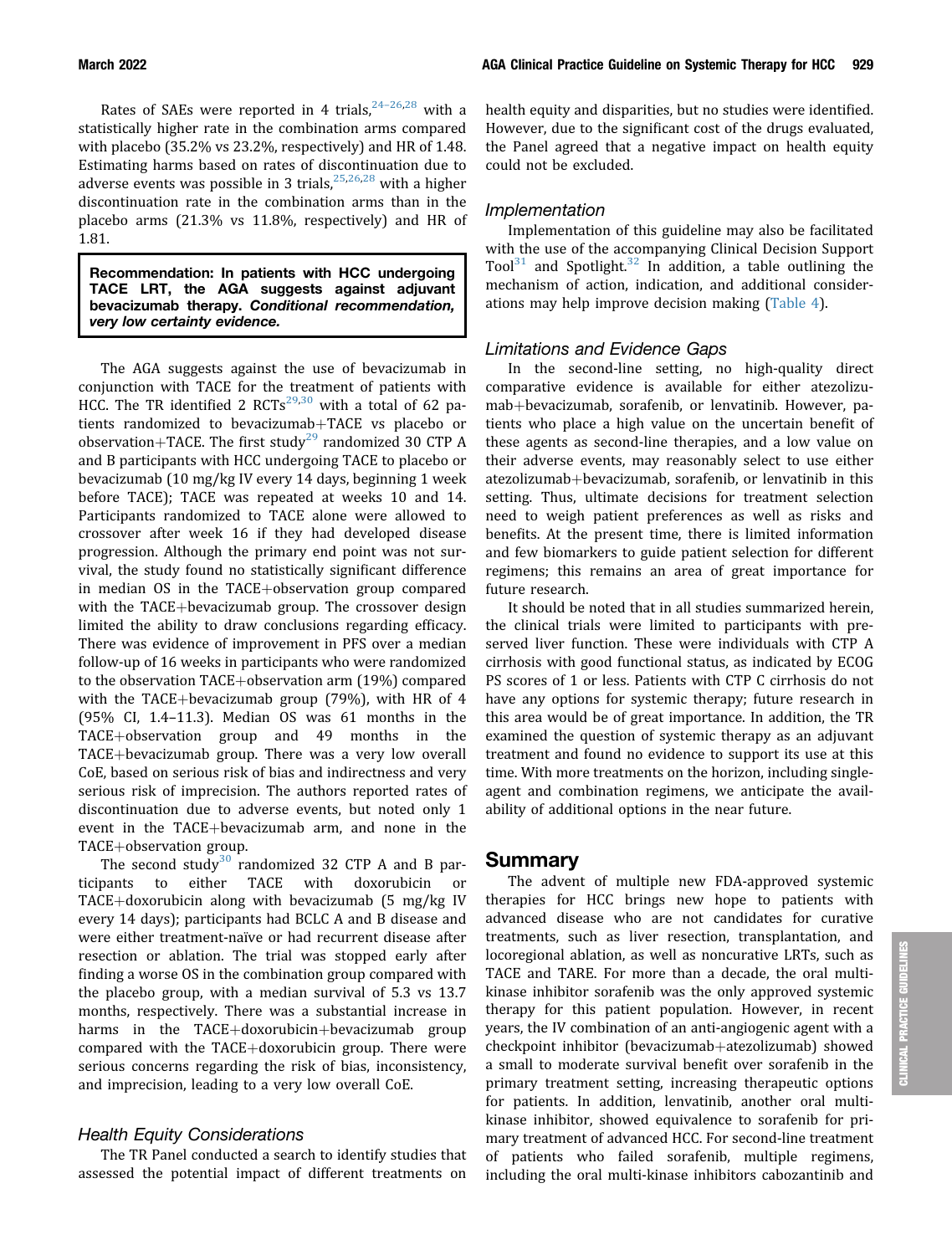Rates of SAEs were reported in 4 trials,[24–26,28] with a statistically higher rate in the combination arms compared with placebo (35.2% vs 23.2%, respectively) and HR of 1.48. Estimating harms based on rates of discontinuation due to adverse events was possible in 3 trials,[25,26,28] with a higher discontinuation rate in the combination arms than in the placebo arms (21.3% vs 11.8%, respectively) and HR of 1.81.

> **Recommendation: In patients with HCC undergoing TACE LRT, the AGA suggests against adjuvant bevacizumab therapy.** ***Conditional recommendation, very low certainty evidence.***

The AGA suggests against the use of bevacizumab in conjunction with TACE for the treatment of patients with HCC. The TR identified 2 RCTs[29,30] with a total of 62 patients randomized to bevacizumab+TACE vs placebo or observation+TACE. The first study[29] randomized 30 CTP A and B participants with HCC undergoing TACE to placebo or bevacizumab (10 mg/kg IV every 14 days, beginning 1 week before TACE); TACE was repeated at weeks 10 and 14. Participants randomized to TACE alone were allowed to crossover after week 16 if they had developed disease progression. Although the primary end point was not survival, the study found no statistically significant difference in median OS in the TACE+observation group compared with the TACE+bevacizumab group. The crossover design limited the ability to draw conclusions regarding efficacy. There was evidence of improvement in PFS over a median follow-up of 16 weeks in participants who were randomized to the observation TACE+observation arm (19%) compared with the TACE+bevacizumab group (79%), with HR of 4 (95% CI, 1.4–11.3). Median OS was 61 months in the TACE+observation group and 49 months in the TACE+bevacizumab group. There was a very low overall CoE, based on serious risk of bias and indirectness and very serious risk of imprecision. The authors reported rates of discontinuation due to adverse events, but noted only 1 event in the TACE+bevacizumab arm, and none in the TACE+observation group.

The second study[30] randomized 32 CTP A and B participants to either TACE with doxorubicin or TACE+doxorubicin along with bevacizumab (5 mg/kg IV every 14 days); participants had BCLC A and B disease and were either treatment-naïve or had recurrent disease after resection or ablation. The trial was stopped early after finding a worse OS in the combination group compared with the placebo group, with a median survival of 5.3 vs 13.7 months, respectively. There was a substantial increase in harms in the TACE+doxorubicin+bevacizumab group compared with the TACE+doxorubicin group. There were serious concerns regarding the risk of bias, inconsistency, and imprecision, leading to a very low overall CoE.

### Health Equity Considerations

The TR Panel conducted a search to identify studies that assessed the potential impact of different treatments on health equity and disparities, but no studies were identified. However, due to the significant cost of the drugs evaluated, the Panel agreed that a negative impact on health equity could not be excluded.

### Implementation

Implementation of this guideline may also be facilitated with the use of the accompanying Clinical Decision Support Tool[31] and Spotlight.[32] In addition, a table outlining the mechanism of action, indication, and additional considerations may help improve decision making (Table 4).

### Limitations and Evidence Gaps

In the second-line setting, no high-quality direct comparative evidence is available for either atezolizumab+bevacizumab, sorafenib, or lenvatinib. However, patients who place a high value on the uncertain benefit of these agents as second-line therapies, and a low value on their adverse events, may reasonably select to use either atezolizumab+bevacizumab, sorafenib, or lenvatinib in this setting. Thus, ultimate decisions for treatment selection need to weigh patient preferences as well as risks and benefits. At the present time, there is limited information and few biomarkers to guide patient selection for different regimens; this remains an area of great importance for future research.

It should be noted that in all studies summarized herein, the clinical trials were limited to participants with preserved liver function. These were individuals with CTP A cirrhosis with good functional status, as indicated by ECOG PS scores of 1 or less. Patients with CTP C cirrhosis do not have any options for systemic therapy; future research in this area would be of great importance. In addition, the TR examined the question of systemic therapy as an adjuvant treatment and found no evidence to support its use at this time. With more treatments on the horizon, including single-agent and combination regimens, we anticipate the availability of additional options in the near future.

## Summary

The advent of multiple new FDA-approved systemic therapies for HCC brings new hope to patients with advanced disease who are not candidates for curative treatments, such as liver resection, transplantation, and locoregional ablation, as well as noncurative LRTs, such as TACE and TARE. For more than a decade, the oral multi-kinase inhibitor sorafenib was the only approved systemic therapy for this patient population. However, in recent years, the IV combination of an anti-angiogenic agent with a checkpoint inhibitor (bevacizumab+atezolizumab) showed a small to moderate survival benefit over sorafenib in the primary treatment setting, increasing therapeutic options for patients. In addition, lenvatinib, another oral multi-kinase inhibitor, showed equivalence to sorafenib for primary treatment of advanced HCC. For second-line treatment of patients who failed sorafenib, multiple regimens, including the oral multi-kinase inhibitors cabozantinib and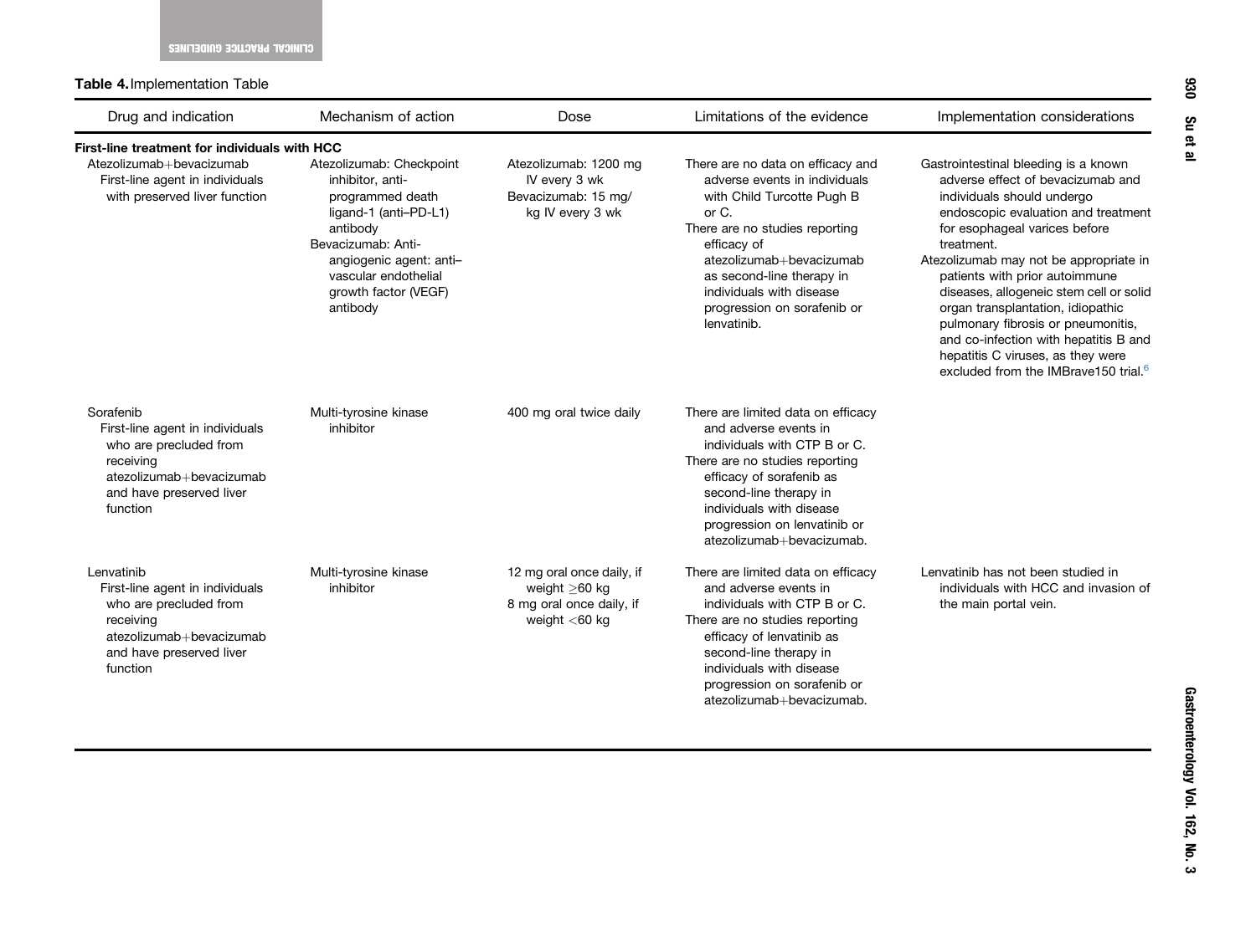**Table 4.** Implementation Table

| Drug and indication | Mechanism of action | Dose | Limitations of the evidence | Implementation considerations |
| --- | --- | --- | --- | --- |
| **First-line treatment for individuals with HCC** | | | | |
| Atezolizumab+bevacizumab<br>First-line agent in individuals with preserved liver function | Atezolizumab: Checkpoint inhibitor, anti-programmed death ligand-1 (anti–PD-L1) antibody<br>Bevacizumab: Anti-angiogenic agent: anti–vascular endothelial growth factor (VEGF) antibody | Atezolizumab: 1200 mg IV every 3 wk<br>Bevacizumab: 15 mg/kg IV every 3 wk | There are no data on efficacy and adverse events in individuals with Child Turcotte Pugh B or C.<br>There are no studies reporting efficacy of atezolizumab+bevacizumab as second-line therapy in individuals with disease progression on sorafenib or lenvatinib. | Gastrointestinal bleeding is a known adverse effect of bevacizumab and individuals should undergo endoscopic evaluation and treatment for esophageal varices before treatment.<br>Atezolizumab may not be appropriate in patients with prior autoimmune diseases, allogeneic stem cell or solid organ transplantation, idiopathic pulmonary fibrosis or pneumonitis, and co-infection with hepatitis B and hepatitis C viruses, as they were excluded from the IMBrave150 trial.[6] |
| Sorafenib<br>First-line agent in individuals who are precluded from receiving atezolizumab+bevacizumab and have preserved liver function | Multi-tyrosine kinase inhibitor | 400 mg oral twice daily | There are limited data on efficacy and adverse events in individuals with CTP B or C.<br>There are no studies reporting efficacy of sorafenib as second-line therapy in individuals with disease progression on lenvatinib or atezolizumab+bevacizumab. | |
| Lenvatinib<br>First-line agent in individuals who are precluded from receiving atezolizumab+bevacizumab and have preserved liver function | Multi-tyrosine kinase inhibitor | 12 mg oral once daily, if weight $\geq$60 kg<br>8 mg oral once daily, if weight $<$60 kg | There are limited data on efficacy and adverse events in individuals with CTP B or C.<br>There are no studies reporting efficacy of lenvatinib as second-line therapy in individuals with disease progression on sorafenib or atezolizumab+bevacizumab. | Lenvatinib has not been studied in individuals with HCC and invasion of the main portal vein. |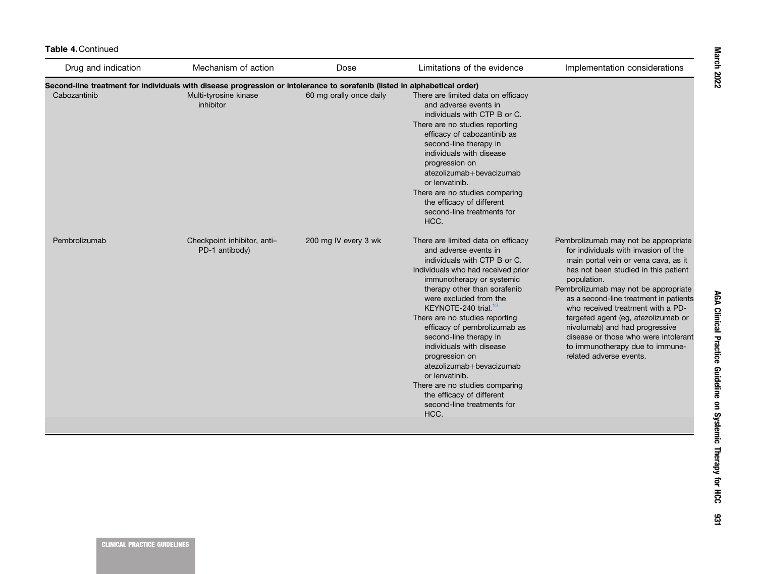**Table 4.** Continued

| Drug and indication | Mechanism of action | Dose | Limitations of the evidence | Implementation considerations |
| --- | --- | --- | --- | --- |
| **Second-line treatment for individuals with disease progression or intolerance to sorafenib (listed in alphabetical order)** | | | | |
| Cabozantinib | Multi-tyrosine kinase inhibitor | 60 mg orally once daily | There are limited data on efficacy and adverse events in individuals with CTP B or C.<br>There are no studies reporting efficacy of cabozantinib as second-line therapy in individuals with disease progression on atezolizumab+bevacizumab or lenvatinib.<br>There are no studies comparing the efficacy of different second-line treatments for HCC. | |
| Pembrolizumab | Checkpoint inhibitor, anti–PD-1 antibody) | 200 mg IV every 3 wk | There are limited data on efficacy and adverse events in individuals with CTP B or C.<br>Individuals who had received prior immunotherapy or systemic therapy other than sorafenib were excluded from the KEYNOTE-240 trial.[13]<br>There are no studies reporting efficacy of pembrolizumab as second-line therapy in individuals with disease progression on atezolizumab+bevacizumab or lenvatinib.<br>There are no studies comparing the efficacy of different second-line treatments for HCC. | Pembrolizumab may not be appropriate for individuals with invasion of the main portal vein or vena cava, as it has not been studied in this patient population.<br>Pembrolizumab may not be appropriate as a second-line treatment in patients who received treatment with a PD-targeted agent (eg, atezolizumab or nivolumab) and had progressive disease or those who were intolerant to immunotherapy due to immune-related adverse events. |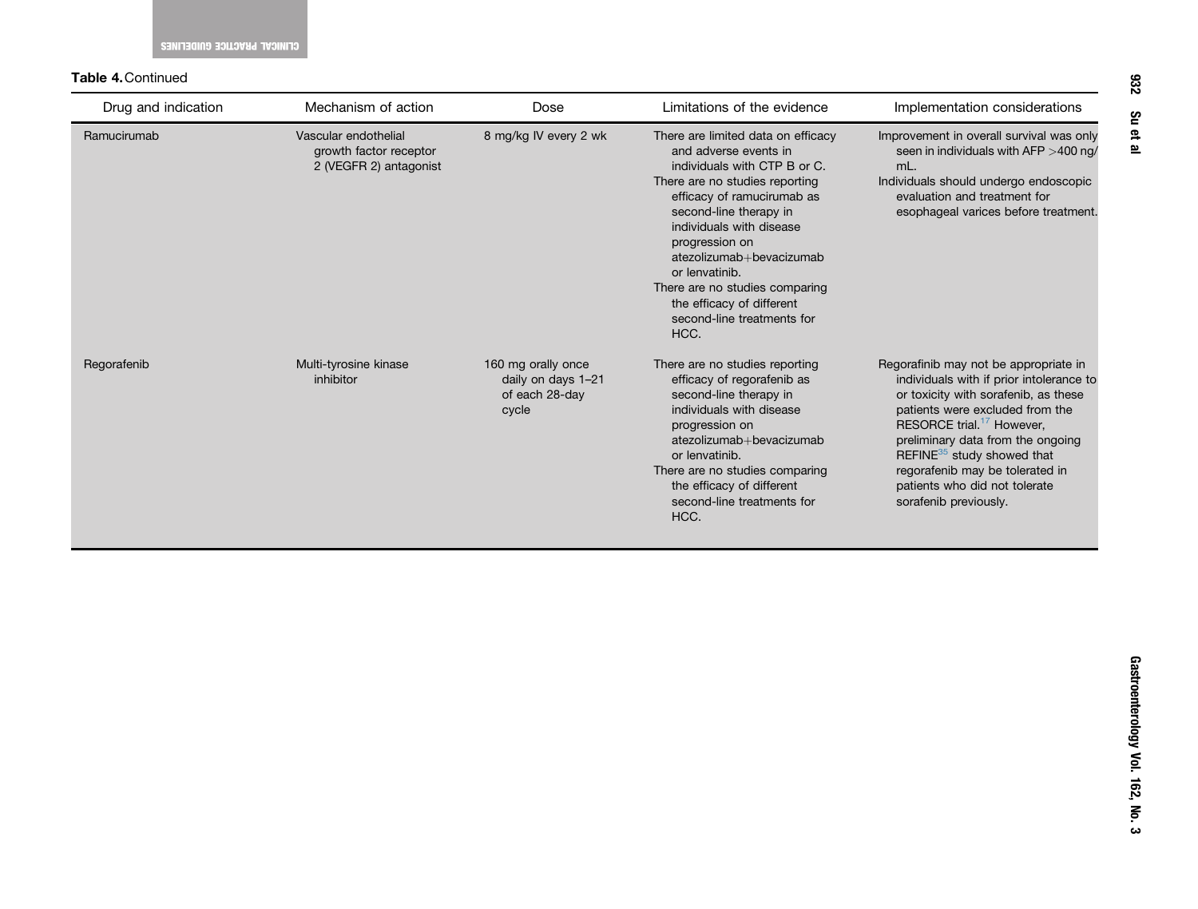**Table 4.** Continued

| Drug and indication | Mechanism of action | Dose | Limitations of the evidence | Implementation considerations |
| --- | --- | --- | --- | --- |
| Ramucirumab | Vascular endothelial growth factor receptor 2 (VEGFR 2) antagonist | 8 mg/kg IV every 2 wk | There are limited data on efficacy and adverse events in individuals with CTP B or C.<br>There are no studies reporting efficacy of ramucirumab as second-line therapy in individuals with disease progression on atezolizumab+bevacizumab or lenvatinib.<br>There are no studies comparing the efficacy of different second-line treatments for HCC. | Improvement in overall survival was only seen in individuals with AFP >400 ng/mL.<br>Individuals should undergo endoscopic evaluation and treatment for esophageal varices before treatment. |
| Regorafenib | Multi-tyrosine kinase inhibitor | 160 mg orally once daily on days 1–21 of each 28-day cycle | There are no studies reporting efficacy of regorafenib as second-line therapy in individuals with disease progression on atezolizumab+bevacizumab or lenvatinib.<br>There are no studies comparing the efficacy of different second-line treatments for HCC. | Regorafinib may not be appropriate in individuals with if prior intolerance to or toxicity with sorafenib, as these patients were excluded from the RESORCE trial.[17] However, preliminary data from the ongoing REFINE[35] study showed that regorafenib may be tolerated in patients who did not tolerate sorafenib previously. |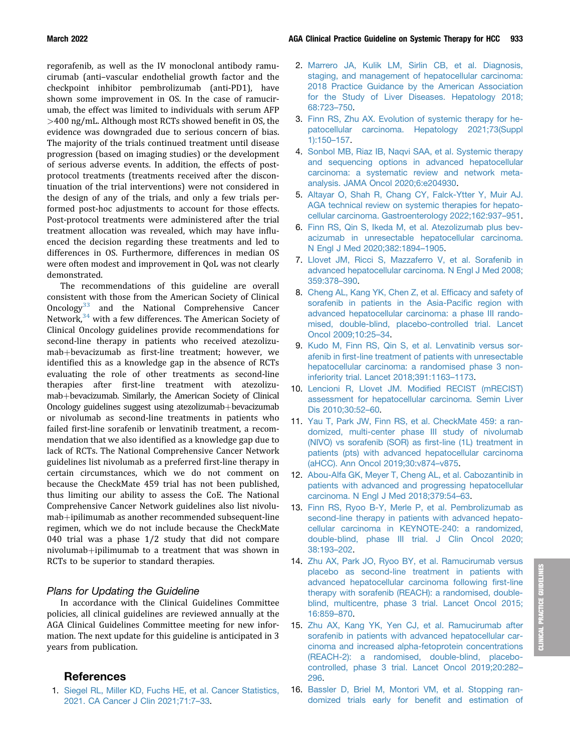regorafenib, as well as the IV monoclonal antibody ramucirumab (anti–vascular endothelial growth factor and the checkpoint inhibitor pembrolizumab (anti-PD1), have shown some improvement in OS. In the case of ramucirumab, the effect was limited to individuals with serum AFP >400 ng/mL. Although most RCTs showed benefit in OS, the evidence was downgraded due to serious concern of bias. The majority of the trials continued treatment until disease progression (based on imaging studies) or the development of serious adverse events. In addition, the effects of post-protocol treatments (treatments received after the discontinuation of the trial interventions) were not considered in the design of any of the trials, and only a few trials performed post-hoc adjustments to account for those effects. Post-protocol treatments were administered after the trial treatment allocation was revealed, which may have influenced the decision regarding these treatments and led to differences in OS. Furthermore, differences in median OS were often modest and improvement in QoL was not clearly demonstrated.

The recommendations of this guideline are overall consistent with those from the American Society of Clinical Oncology[33] and the National Comprehensive Cancer Network,[34] with a few differences. The American Society of Clinical Oncology guidelines provide recommendations for second-line therapy in patients who received atezolizumab+bevacizumab as first-line treatment; however, we identified this as a knowledge gap in the absence of RCTs evaluating the role of other treatments as second-line therapies after first-line treatment with atezolizumab+bevacizumab. Similarly, the American Society of Clinical Oncology guidelines suggest using atezolizumab+bevacizumab or nivolumab as second-line treatments in patients who failed first-line sorafenib or lenvatinib treatment, a recommendation that we also identified as a knowledge gap due to lack of RCTs. The National Comprehensive Cancer Network guidelines list nivolumab as a preferred first-line therapy in certain circumstances, which we do not comment on because the CheckMate 459 trial has not been published, thus limiting our ability to assess the CoE. The National Comprehensive Cancer Network guidelines also list nivolumab+ipilimumab as another recommended subsequent-line regimen, which we do not include because the CheckMate 040 trial was a phase 1/2 study that did not compare nivolumab+ipilimumab to a treatment that was shown in RCTs to be superior to standard therapies.

### *Plans for Updating the Guideline*

In accordance with the Clinical Guidelines Committee policies, all clinical guidelines are reviewed annually at the AGA Clinical Guidelines Committee meeting for new information. The next update for this guideline is anticipated in 3 years from publication.

## References

1. Siegel RL, Miller KD, Fuchs HE, et al. Cancer Statistics, 2021. CA Cancer J Clin 2021;71:7–33.
2. Marrero JA, Kulik LM, Sirlin CB, et al. Diagnosis, staging, and management of hepatocellular carcinoma: 2018 Practice Guidance by the American Association for the Study of Liver Diseases. Hepatology 2018; 68:723–750.
3. Finn RS, Zhu AX. Evolution of systemic therapy for hepatocellular carcinoma. Hepatology 2021;73(Suppl 1):150–157.
4. Sonbol MB, Riaz IB, Naqvi SAA, et al. Systemic therapy and sequencing options in advanced hepatocellular carcinoma: a systematic review and network meta-analysis. JAMA Oncol 2020;6:e204930.
5. Altayar O, Shah R, Chang CY, Falck-Ytter Y, Muir AJ. AGA technical review on systemic therapies for hepatocellular carcinoma. Gastroenterology 2022;162:937–951.
6. Finn RS, Qin S, Ikeda M, et al. Atezolizumab plus bevacizumab in unresectable hepatocellular carcinoma. N Engl J Med 2020;382:1894–1905.
7. Llovet JM, Ricci S, Mazzaferro V, et al. Sorafenib in advanced hepatocellular carcinoma. N Engl J Med 2008; 359:378–390.
8. Cheng AL, Kang YK, Chen Z, et al. Efficacy and safety of sorafenib in patients in the Asia-Pacific region with advanced hepatocellular carcinoma: a phase III randomised, double-blind, placebo-controlled trial. Lancet Oncol 2009;10:25–34.
9. Kudo M, Finn RS, Qin S, et al. Lenvatinib versus sorafenib in first-line treatment of patients with unresectable hepatocellular carcinoma: a randomised phase 3 non-inferiority trial. Lancet 2018;391:1163–1173.
10. Lencioni R, Llovet JM. Modified RECIST (mRECIST) assessment for hepatocellular carcinoma. Semin Liver Dis 2010;30:52–60.
11. Yau T, Park JW, Finn RS, et al. CheckMate 459: a randomized, multi-center phase III study of nivolumab (NIVO) vs sorafenib (SOR) as first-line (1L) treatment in patients (pts) with advanced hepatocellular carcinoma (aHCC). Ann Oncol 2019;30:v874–v875.
12. Abou-Alfa GK, Meyer T, Cheng AL, et al. Cabozantinib in patients with advanced and progressing hepatocellular carcinoma. N Engl J Med 2018;379:54–63.
13. Finn RS, Ryoo B-Y, Merle P, et al. Pembrolizumab as second-line therapy in patients with advanced hepatocellular carcinoma in KEYNOTE-240: a randomized, double-blind, phase III trial. J Clin Oncol 2020; 38:193–202.
14. Zhu AX, Park JO, Ryoo BY, et al. Ramucirumab versus placebo as second-line treatment in patients with advanced hepatocellular carcinoma following first-line therapy with sorafenib (REACH): a randomised, double-blind, multicentre, phase 3 trial. Lancet Oncol 2015; 16:859–870.
15. Zhu AX, Kang YK, Yen CJ, et al. Ramucirumab after sorafenib in patients with advanced hepatocellular carcinoma and increased alpha-fetoprotein concentrations (REACH-2): a randomised, double-blind, placebo-controlled, phase 3 trial. Lancet Oncol 2019;20:282–296.
16. Bassler D, Briel M, Montori VM, et al. Stopping randomized trials early for benefit and estimation of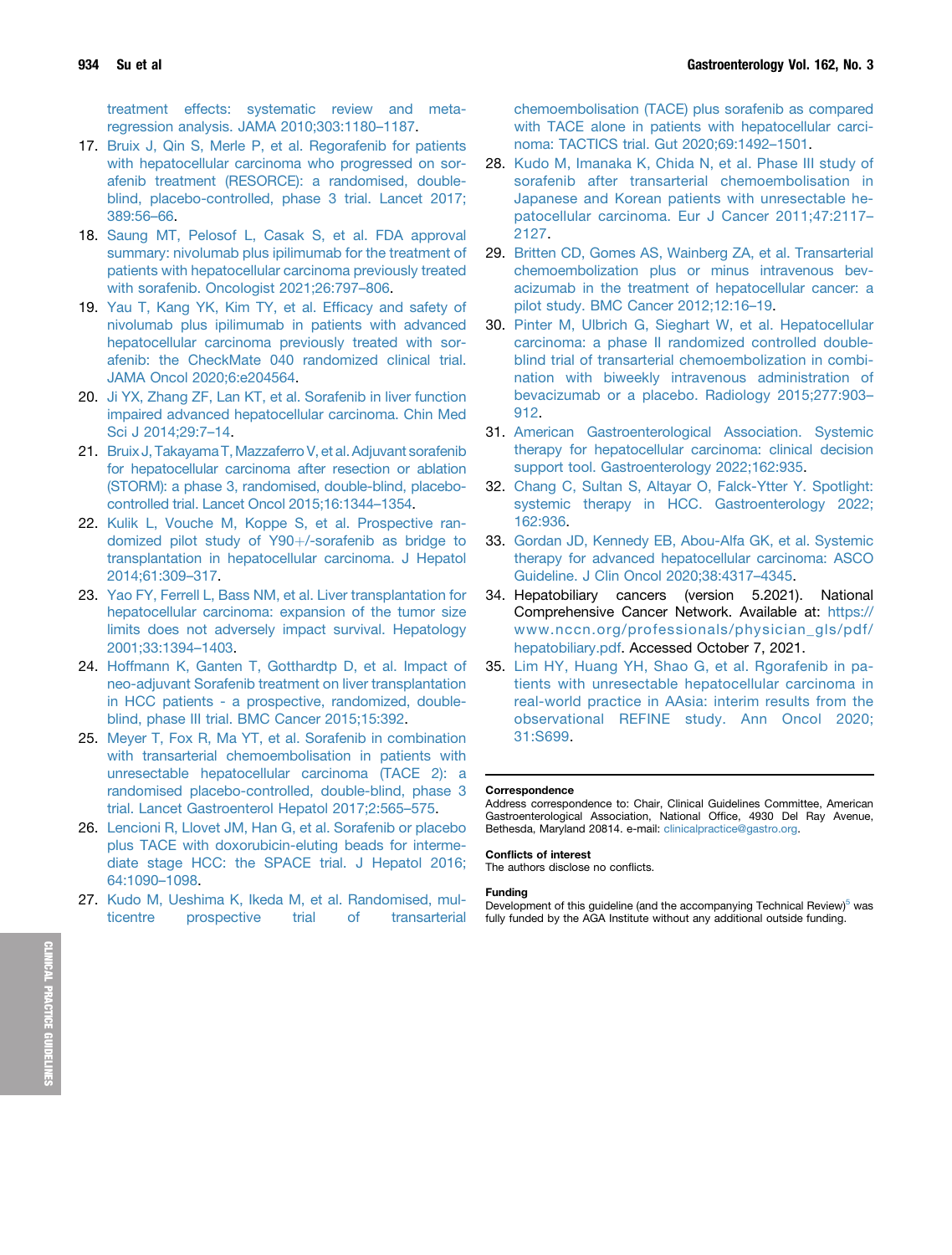treatment effects: systematic review and meta-regression analysis. JAMA 2010;303:1180–1187.

17. Bruix J, Qin S, Merle P, et al. Regorafenib for patients with hepatocellular carcinoma who progressed on sorafenib treatment (RESORCE): a randomised, double-blind, placebo-controlled, phase 3 trial. Lancet 2017;389:56–66.
18. Saung MT, Pelosof L, Casak S, et al. FDA approval summary: nivolumab plus ipilimumab for the treatment of patients with hepatocellular carcinoma previously treated with sorafenib. Oncologist 2021;26:797–806.
19. Yau T, Kang YK, Kim TY, et al. Efficacy and safety of nivolumab plus ipilimumab in patients with advanced hepatocellular carcinoma previously treated with sorafenib: the CheckMate 040 randomized clinical trial. JAMA Oncol 2020;6:e204564.
20. Ji YX, Zhang ZF, Lan KT, et al. Sorafenib in liver function impaired advanced hepatocellular carcinoma. Chin Med Sci J 2014;29:7–14.
21. Bruix J, Takayama T, Mazzaferro V, et al. Adjuvant sorafenib for hepatocellular carcinoma after resection or ablation (STORM): a phase 3, randomised, double-blind, placebo-controlled trial. Lancet Oncol 2015;16:1344–1354.
22. Kulik L, Vouche M, Koppe S, et al. Prospective randomized pilot study of Y90+/-sorafenib as bridge to transplantation in hepatocellular carcinoma. J Hepatol 2014;61:309–317.
23. Yao FY, Ferrell L, Bass NM, et al. Liver transplantation for hepatocellular carcinoma: expansion of the tumor size limits does not adversely impact survival. Hepatology 2001;33:1394–1403.
24. Hoffmann K, Ganten T, Gotthardtp D, et al. Impact of neo-adjuvant Sorafenib treatment on liver transplantation in HCC patients - a prospective, randomized, double-blind, phase III trial. BMC Cancer 2015;15:392.
25. Meyer T, Fox R, Ma YT, et al. Sorafenib in combination with transarterial chemoembolisation in patients with unresectable hepatocellular carcinoma (TACE 2): a randomised placebo-controlled, double-blind, phase 3 trial. Lancet Gastroenterol Hepatol 2017;2:565–575.
26. Lencioni R, Llovet JM, Han G, et al. Sorafenib or placebo plus TACE with doxorubicin-eluting beads for intermediate stage HCC: the SPACE trial. J Hepatol 2016;64:1090–1098.
27. Kudo M, Ueshima K, Ikeda M, et al. Randomised, multicentre prospective trial of transarterial chemoembolisation (TACE) plus sorafenib as compared with TACE alone in patients with hepatocellular carcinoma: TACTICS trial. Gut 2020;69:1492–1501.
28. Kudo M, Imanaka K, Chida N, et al. Phase III study of sorafenib after transarterial chemoembolisation in Japanese and Korean patients with unresectable hepatocellular carcinoma. Eur J Cancer 2011;47:2117–2127.
29. Britten CD, Gomes AS, Wainberg ZA, et al. Transarterial chemoembolization plus or minus intravenous bevacizumab in the treatment of hepatocellular cancer: a pilot study. BMC Cancer 2012;12:16–19.
30. Pinter M, Ulbrich G, Sieghart W, et al. Hepatocellular carcinoma: a phase II randomized controlled double-blind trial of transarterial chemoembolization in combination with biweekly intravenous administration of bevacizumab or a placebo. Radiology 2015;277:903–912.
31. American Gastroenterological Association. Systemic therapy for hepatocellular carcinoma: clinical decision support tool. Gastroenterology 2022;162:935.
32. Chang C, Sultan S, Altayar O, Falck-Ytter Y. Spotlight: systemic therapy in HCC. Gastroenterology 2022;162:936.
33. Gordan JD, Kennedy EB, Abou-Alfa GK, et al. Systemic therapy for advanced hepatocellular carcinoma: ASCO Guideline. J Clin Oncol 2020;38:4317–4345.
34. Hepatobiliary cancers (version 5.2021). National Comprehensive Cancer Network. Available at: https://www.nccn.org/professionals/physician_gls/pdf/hepatobiliary.pdf. Accessed October 7, 2021.
35. Lim HY, Huang YH, Shao G, et al. Rgorafenib in patients with unresectable hepatocellular carcinoma in real-world practice in AAsia: interim results from the observational REFINE study. Ann Oncol 2020;31:S699.

**Correspondence**

Address correspondence to: Chair, Clinical Guidelines Committee, American Gastroenterological Association, National Office, 4930 Del Ray Avenue, Bethesda, Maryland 20814. e-mail: clinicalpractice@gastro.org.

**Conflicts of interest**

The authors disclose no conflicts.

**Funding**

Development of this guideline (and the accompanying Technical Review)[5] was fully funded by the AGA Institute without any additional outside funding.